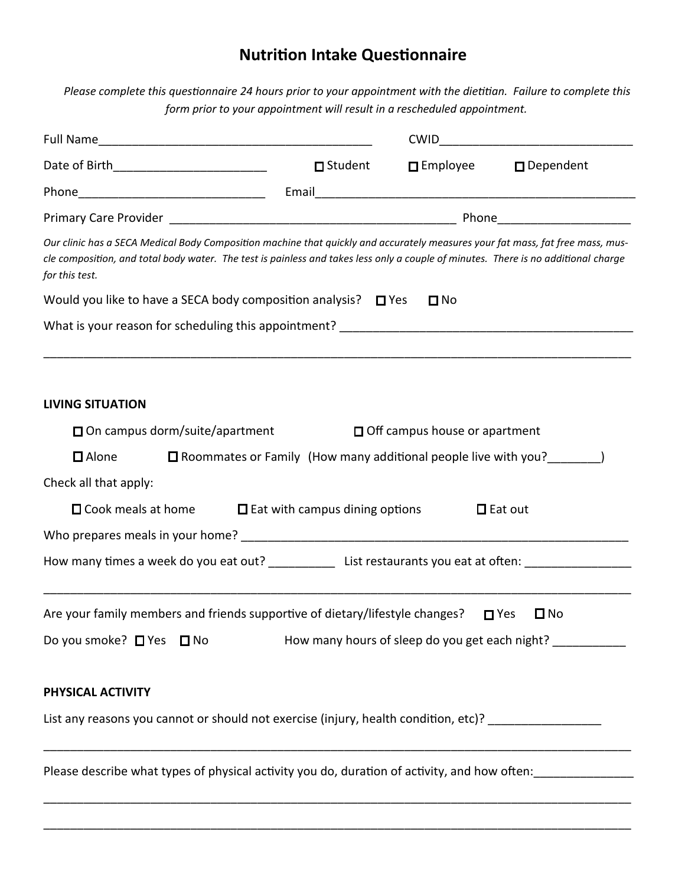# Nutrition Intake Questionnaire

*Please complete this questionnaire 24 hours prior to your appointment with the dietitian. Failure to complete this form prior to your appointment will result in a rescheduled appointment.*

Full Name__________________________________________ CWID_____________________________

Date of Birth_______________________ ☐ Student ☐ Employee ☐ Dependent

Phone____________________________ Email_________________________________________________

Primary Care Provider ____________________________________________ Phone____________________

*Our clinic has a SECA Medical Body Composition machine that quickly and accurately measures your fat mass, fat free mass, muscle composition, and total body water. The test is painless and takes less only a couple of minutes. There is no additional charge for this test.*

Would you like to have a SECA body composition analysis? ☐ Yes ☐ No

What is your reason for scheduling this appointment? ____________________________________________

_____________________________________________________________________________________

**LIVING SITUATION**

☐ On campus dorm/suite/apartment ☐ Off campus house or apartment

☐ Alone ☐ Roommates or Family (How many additional people live with you?________)

Check all that apply:

☐ Cook meals at home ☐ Eat with campus dining options ☐ Eat out

Who prepares meals in your home? ____________________________________________________________

How many times a week do you eat out? __________ List restaurants you eat at often: ________________

_____________________________________________________________________________________

Are your family members and friends supportive of dietary/lifestyle changes? ☐ Yes ☐ No

Do you smoke? ☐ Yes ☐ No How many hours of sleep do you get each night? ___________

**PHYSICAL ACTIVITY**

List any reasons you cannot or should not exercise (injury, health condition, etc)? _________________

_____________________________________________________________________________________

Please describe what types of physical activity you do, duration of activity, and how often:_______________

_____________________________________________________________________________________

_____________________________________________________________________________________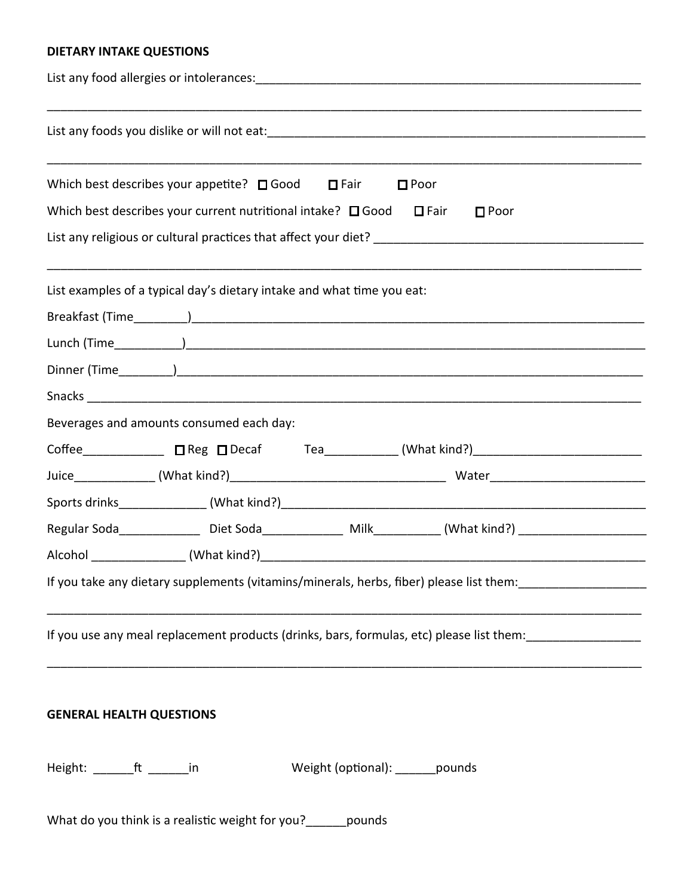**DIETARY INTAKE QUESTIONS**

List any food allergies or intolerances:____________________________________________________________

_____________________________________________________________________________________________

List any foods you dislike or will not eat:___________________________________________________________

_____________________________________________________________________________________________

Which best describes your appetite? ☐ Good ☐ Fair ☐ Poor

Which best describes your current nutritional intake? ☐ Good ☐ Fair ☐ Poor

List any religious or cultural practices that affect your diet? ________________________________________

_____________________________________________________________________________________________

List examples of a typical day's dietary intake and what time you eat:

Breakfast (Time________)_____________________________________________________________________

Lunch (Time__________)______________________________________________________________________

Dinner (Time________)_______________________________________________________________________

Snacks ______________________________________________________________________________________

Beverages and amounts consumed each day:

Coffee____________ ☐ Reg ☐ Decaf Tea___________ (What kind?)_________________________

Juice____________ (What kind?)________________________________ Water_______________________

Sports drinks_____________ (What kind?)_______________________________________________________

Regular Soda____________ Diet Soda____________ Milk__________ (What kind?) ___________________

Alcohol ______________ (What kind?)___________________________________________________________

If you take any dietary supplements (vitamins/minerals, herbs, fiber) please list them:___________________

_____________________________________________________________________________________________

If you use any meal replacement products (drinks, bars, formulas, etc) please list them:_________________

_____________________________________________________________________________________________

**GENERAL HEALTH QUESTIONS**

Height: ______ft ______in Weight (optional): ______pounds

What do you think is a realistic weight for you?______pounds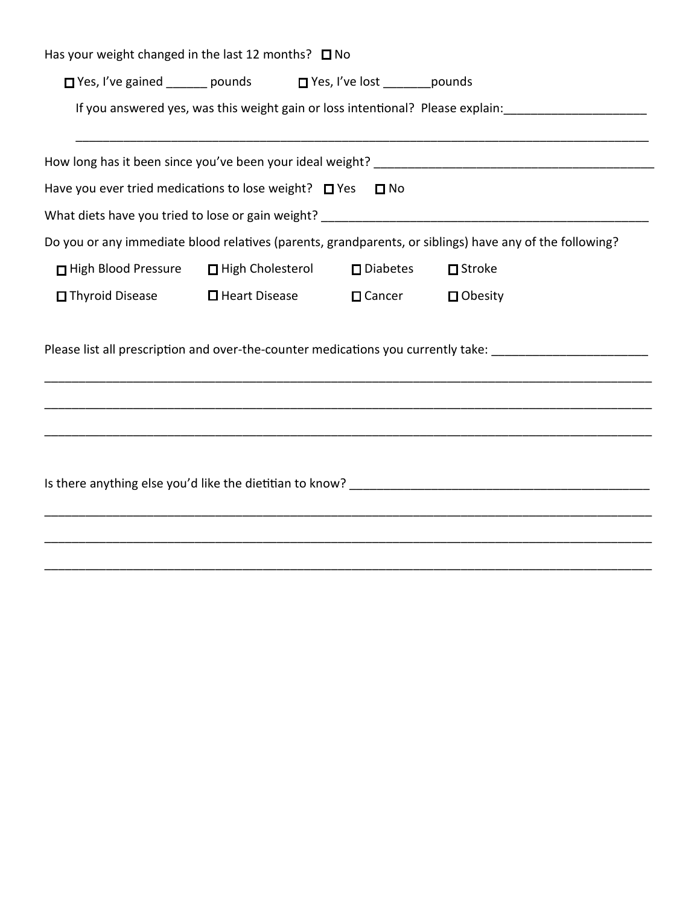Has your weight changed in the last 12 months? ☐ No

☐ Yes, I've gained ______ pounds ☐ Yes, I've lost _______pounds

If you answered yes, was this weight gain or loss intentional? Please explain:_____________________

_____________________________________________________________________________________

How long has it been since you've been your ideal weight? __________________________________________

Have you ever tried medications to lose weight? ☐ Yes ☐ No

What diets have you tried to lose or gain weight? __________________________________________________

Do you or any immediate blood relatives (parents, grandparents, or siblings) have any of the following?

| | | | |
|---|---|---|---|
| ☐ High Blood Pressure | ☐ High Cholesterol | ☐ Diabetes | ☐ Stroke |
| ☐ Thyroid Disease | ☐ Heart Disease | ☐ Cancer | ☐ Obesity |

Please list all prescription and over-the-counter medications you currently take: ______________________

_____________________________________________________________________________________________

_____________________________________________________________________________________________

_____________________________________________________________________________________________

Is there anything else you'd like the dietitian to know? _____________________________________________

_____________________________________________________________________________________________

_____________________________________________________________________________________________

_____________________________________________________________________________________________